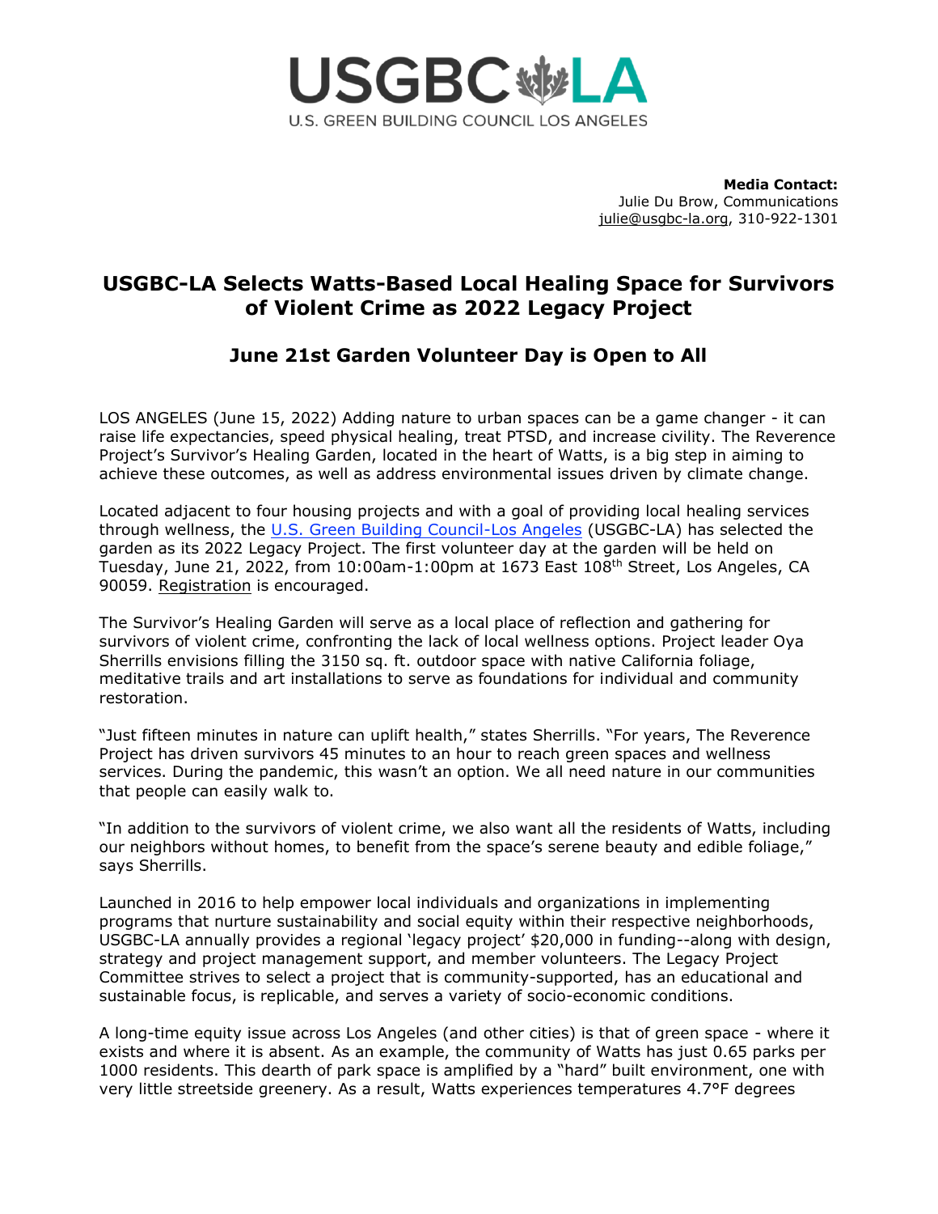USGBC LA

U.S. GREEN BUILDING COUNCIL LOS ANGELES

**Media Contact:**
Julie Du Brow, Communications
julie@usgbc-la.org, 310-922-1301

# USGBC-LA Selects Watts-Based Local Healing Space for Survivors of Violent Crime as 2022 Legacy Project

## June 21st Garden Volunteer Day is Open to All

LOS ANGELES (June 15, 2022) Adding nature to urban spaces can be a game changer - it can raise life expectancies, speed physical healing, treat PTSD, and increase civility. The Reverence Project's Survivor's Healing Garden, located in the heart of Watts, is a big step in aiming to achieve these outcomes, as well as address environmental issues driven by climate change.

Located adjacent to four housing projects and with a goal of providing local healing services through wellness, the U.S. Green Building Council-Los Angeles (USGBC-LA) has selected the garden as its 2022 Legacy Project. The first volunteer day at the garden will be held on Tuesday, June 21, 2022, from 10:00am-1:00pm at 1673 East 108th Street, Los Angeles, CA 90059. Registration is encouraged.

The Survivor's Healing Garden will serve as a local place of reflection and gathering for survivors of violent crime, confronting the lack of local wellness options. Project leader Oya Sherrills envisions filling the 3150 sq. ft. outdoor space with native California foliage, meditative trails and art installations to serve as foundations for individual and community restoration.

"Just fifteen minutes in nature can uplift health," states Sherrills. "For years, The Reverence Project has driven survivors 45 minutes to an hour to reach green spaces and wellness services. During the pandemic, this wasn't an option. We all need nature in our communities that people can easily walk to.

"In addition to the survivors of violent crime, we also want all the residents of Watts, including our neighbors without homes, to benefit from the space's serene beauty and edible foliage," says Sherrills.

Launched in 2016 to help empower local individuals and organizations in implementing programs that nurture sustainability and social equity within their respective neighborhoods, USGBC-LA annually provides a regional 'legacy project' $20,000 in funding--along with design, strategy and project management support, and member volunteers. The Legacy Project Committee strives to select a project that is community-supported, has an educational and sustainable focus, is replicable, and serves a variety of socio-economic conditions.

A long-time equity issue across Los Angeles (and other cities) is that of green space - where it exists and where it is absent. As an example, the community of Watts has just 0.65 parks per 1000 residents. This dearth of park space is amplified by a "hard" built environment, one with very little streetside greenery. As a result, Watts experiences temperatures 4.7°F degrees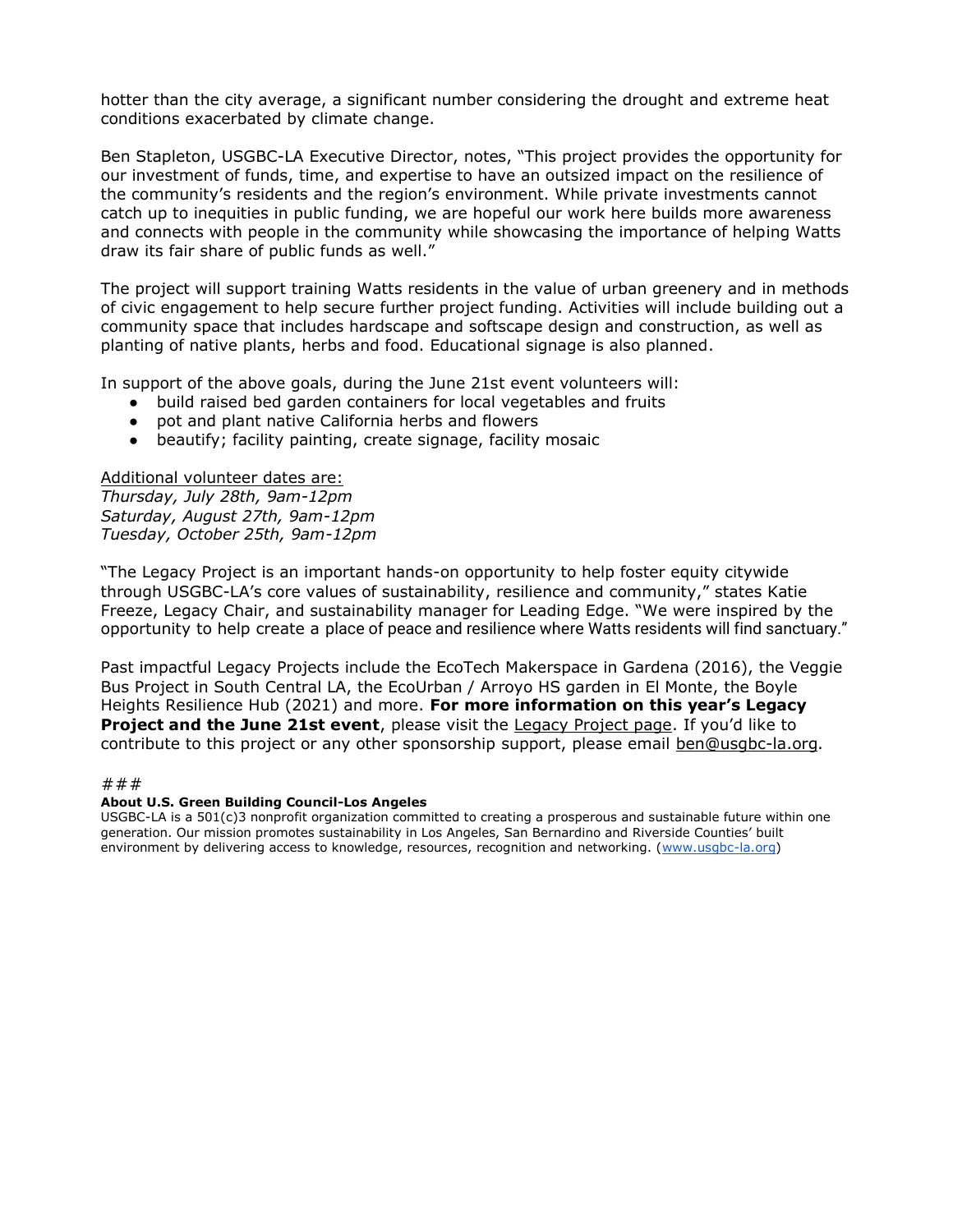hotter than the city average, a significant number considering the drought and extreme heat conditions exacerbated by climate change.

Ben Stapleton, USGBC-LA Executive Director, notes, "This project provides the opportunity for our investment of funds, time, and expertise to have an outsized impact on the resilience of the community's residents and the region's environment. While private investments cannot catch up to inequities in public funding, we are hopeful our work here builds more awareness and connects with people in the community while showcasing the importance of helping Watts draw its fair share of public funds as well."

The project will support training Watts residents in the value of urban greenery and in methods of civic engagement to help secure further project funding. Activities will include building out a community space that includes hardscape and softscape design and construction, as well as planting of native plants, herbs and food. Educational signage is also planned.

In support of the above goals, during the June 21st event volunteers will:

- build raised bed garden containers for local vegetables and fruits
- pot and plant native California herbs and flowers
- beautify; facility painting, create signage, facility mosaic

Additional volunteer dates are:
*Thursday, July 28th, 9am-12pm*
*Saturday, August 27th, 9am-12pm*
*Tuesday, October 25th, 9am-12pm*

"The Legacy Project is an important hands-on opportunity to help foster equity citywide through USGBC-LA's core values of sustainability, resilience and community," states Katie Freeze, Legacy Chair, and sustainability manager for Leading Edge. "We were inspired by the opportunity to help create a place of peace and resilience where Watts residents will find sanctuary."

Past impactful Legacy Projects include the EcoTech Makerspace in Gardena (2016), the Veggie Bus Project in South Central LA, the EcoUrban / Arroyo HS garden in El Monte, the Boyle Heights Resilience Hub (2021) and more. **For more information on this year's Legacy Project and the June 21st event**, please visit the Legacy Project page. If you'd like to contribute to this project or any other sponsorship support, please email ben@usgbc-la.org.

###

**About U.S. Green Building Council-Los Angeles**
USGBC-LA is a 501(c)3 nonprofit organization committed to creating a prosperous and sustainable future within one generation. Our mission promotes sustainability in Los Angeles, San Bernardino and Riverside Counties' built environment by delivering access to knowledge, resources, recognition and networking. (www.usgbc-la.org)